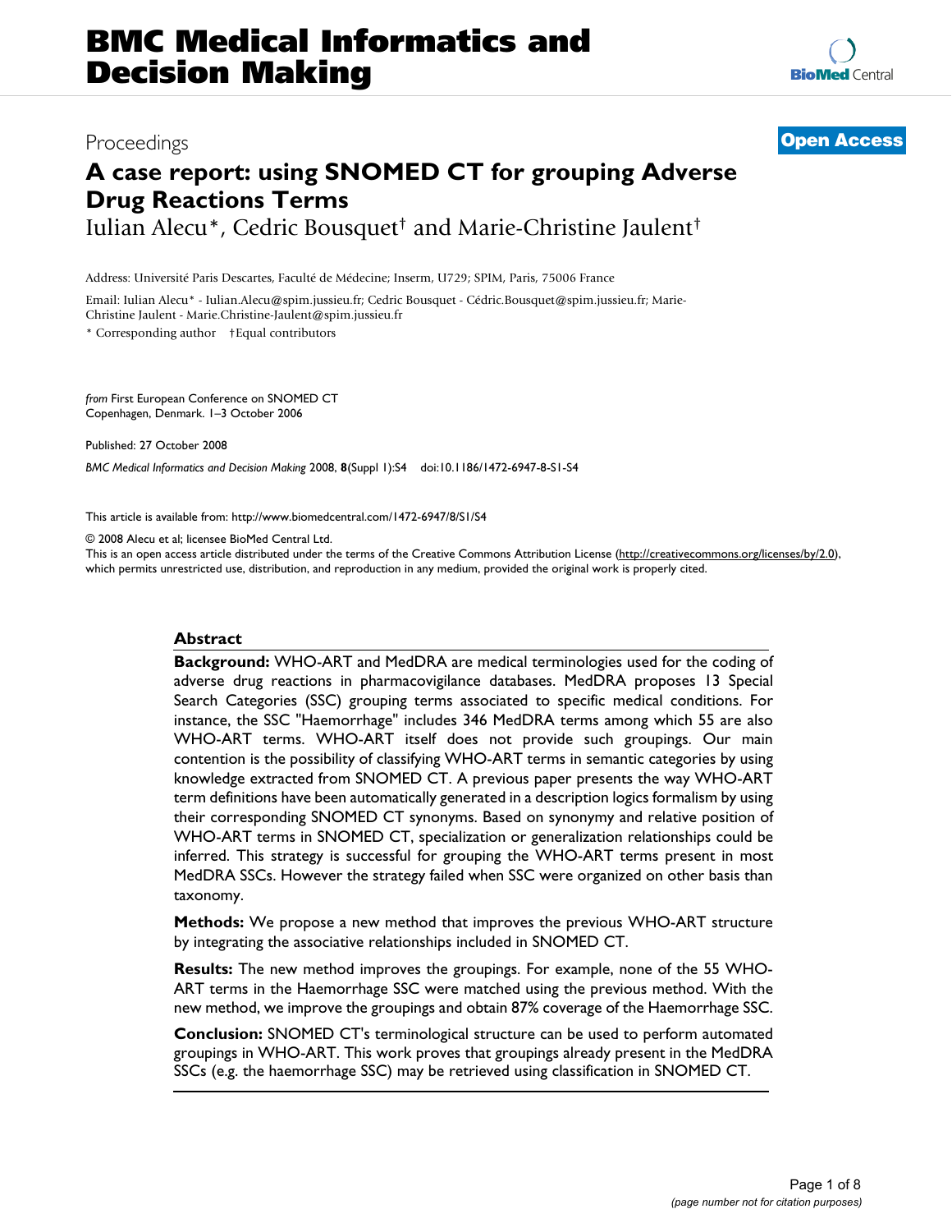Proceedings **Open Access**

# A case report: using SNOMED CT for grouping Adverse Drug Reactions Terms

Iulian Alecu*, Cedric Bousquet† and Marie-Christine Jaulent†

Address: Université Paris Descartes, Faculté de Médecine; Inserm, U729; SPIM, Paris, 75006 France

Email: Iulian Alecu* - Iulian.Alecu@spim.jussieu.fr; Cedric Bousquet - Cédric.Bousquet@spim.jussieu.fr; Marie-Christine Jaulent - Marie.Christine-Jaulent@spim.jussieu.fr

* Corresponding author †Equal contributors

*from* First European Conference on SNOMED CT
Copenhagen, Denmark. 1–3 October 2006

Published: 27 October 2008

*BMC Medical Informatics and Decision Making* 2008, **8**(Suppl 1):S4 doi:10.1186/1472-6947-8-S1-S4

This article is available from: http://www.biomedcentral.com/1472-6947/8/S1/S4

© 2008 Alecu et al; licensee BioMed Central Ltd.
This is an open access article distributed under the terms of the Creative Commons Attribution License (http://creativecommons.org/licenses/by/2.0), which permits unrestricted use, distribution, and reproduction in any medium, provided the original work is properly cited.

## Abstract

**Background:** WHO-ART and MedDRA are medical terminologies used for the coding of adverse drug reactions in pharmacovigilance databases. MedDRA proposes 13 Special Search Categories (SSC) grouping terms associated to specific medical conditions. For instance, the SSC "Haemorrhage" includes 346 MedDRA terms among which 55 are also WHO-ART terms. WHO-ART itself does not provide such groupings. Our main contention is the possibility of classifying WHO-ART terms in semantic categories by using knowledge extracted from SNOMED CT. A previous paper presents the way WHO-ART term definitions have been automatically generated in a description logics formalism by using their corresponding SNOMED CT synonyms. Based on synonymy and relative position of WHO-ART terms in SNOMED CT, specialization or generalization relationships could be inferred. This strategy is successful for grouping the WHO-ART terms present in most MedDRA SSCs. However the strategy failed when SSC were organized on other basis than taxonomy.

**Methods:** We propose a new method that improves the previous WHO-ART structure by integrating the associative relationships included in SNOMED CT.

**Results:** The new method improves the groupings. For example, none of the 55 WHO-ART terms in the Haemorrhage SSC were matched using the previous method. With the new method, we improve the groupings and obtain 87% coverage of the Haemorrhage SSC.

**Conclusion:** SNOMED CT's terminological structure can be used to perform automated groupings in WHO-ART. This work proves that groupings already present in the MedDRA SSCs (e.g. the haemorrhage SSC) may be retrieved using classification in SNOMED CT.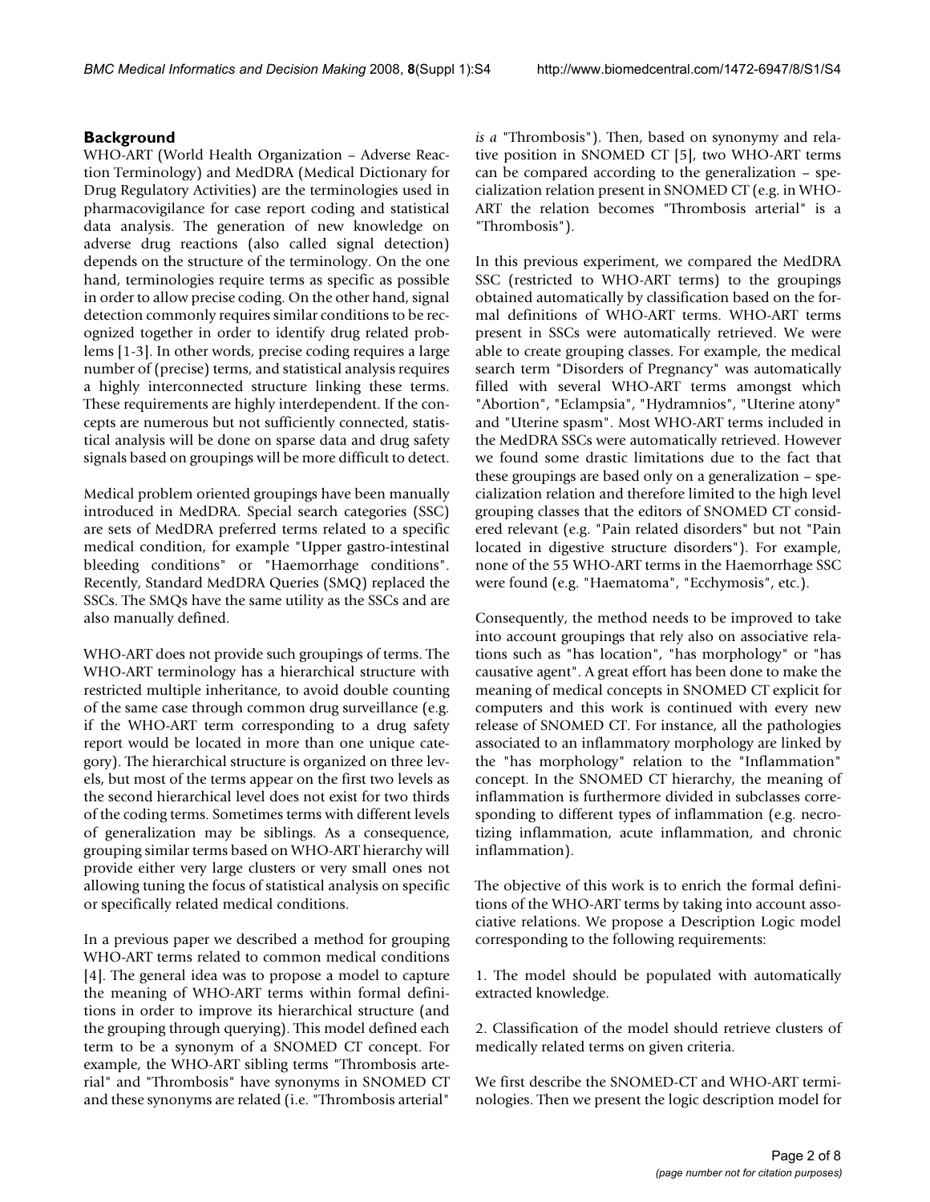## Background

WHO-ART (World Health Organization – Adverse Reaction Terminology) and MedDRA (Medical Dictionary for Drug Regulatory Activities) are the terminologies used in pharmacovigilance for case report coding and statistical data analysis. The generation of new knowledge on adverse drug reactions (also called signal detection) depends on the structure of the terminology. On the one hand, terminologies require terms as specific as possible in order to allow precise coding. On the other hand, signal detection commonly requires similar conditions to be recognized together in order to identify drug related problems [1-3]. In other words, precise coding requires a large number of (precise) terms, and statistical analysis requires a highly interconnected structure linking these terms. These requirements are highly interdependent. If the concepts are numerous but not sufficiently connected, statistical analysis will be done on sparse data and drug safety signals based on groupings will be more difficult to detect.

Medical problem oriented groupings have been manually introduced in MedDRA. Special search categories (SSC) are sets of MedDRA preferred terms related to a specific medical condition, for example "Upper gastro-intestinal bleeding conditions" or "Haemorrhage conditions". Recently, Standard MedDRA Queries (SMQ) replaced the SSCs. The SMQs have the same utility as the SSCs and are also manually defined.

WHO-ART does not provide such groupings of terms. The WHO-ART terminology has a hierarchical structure with restricted multiple inheritance, to avoid double counting of the same case through common drug surveillance (e.g. if the WHO-ART term corresponding to a drug safety report would be located in more than one unique category). The hierarchical structure is organized on three levels, but most of the terms appear on the first two levels as the second hierarchical level does not exist for two thirds of the coding terms. Sometimes terms with different levels of generalization may be siblings. As a consequence, grouping similar terms based on WHO-ART hierarchy will provide either very large clusters or very small ones not allowing tuning the focus of statistical analysis on specific or specifically related medical conditions.

In a previous paper we described a method for grouping WHO-ART terms related to common medical conditions [4]. The general idea was to propose a model to capture the meaning of WHO-ART terms within formal definitions in order to improve its hierarchical structure (and the grouping through querying). This model defined each term to be a synonym of a SNOMED CT concept. For example, the WHO-ART sibling terms "Thrombosis arterial" and "Thrombosis" have synonyms in SNOMED CT and these synonyms are related (i.e. "Thrombosis arterial" *is a* "Thrombosis"). Then, based on synonymy and relative position in SNOMED CT [5], two WHO-ART terms can be compared according to the generalization – specialization relation present in SNOMED CT (e.g. in WHO-ART the relation becomes "Thrombosis arterial" is a "Thrombosis").

In this previous experiment, we compared the MedDRA SSC (restricted to WHO-ART terms) to the groupings obtained automatically by classification based on the formal definitions of WHO-ART terms. WHO-ART terms present in SSCs were automatically retrieved. We were able to create grouping classes. For example, the medical search term "Disorders of Pregnancy" was automatically filled with several WHO-ART terms amongst which "Abortion", "Eclampsia", "Hydramnios", "Uterine atony" and "Uterine spasm". Most WHO-ART terms included in the MedDRA SSCs were automatically retrieved. However we found some drastic limitations due to the fact that these groupings are based only on a generalization – specialization relation and therefore limited to the high level grouping classes that the editors of SNOMED CT considered relevant (e.g. "Pain related disorders" but not "Pain located in digestive structure disorders"). For example, none of the 55 WHO-ART terms in the Haemorrhage SSC were found (e.g. "Haematoma", "Ecchymosis", etc.).

Consequently, the method needs to be improved to take into account groupings that rely also on associative relations such as "has location", "has morphology" or "has causative agent". A great effort has been done to make the meaning of medical concepts in SNOMED CT explicit for computers and this work is continued with every new release of SNOMED CT. For instance, all the pathologies associated to an inflammatory morphology are linked by the "has morphology" relation to the "Inflammation" concept. In the SNOMED CT hierarchy, the meaning of inflammation is furthermore divided in subclasses corresponding to different types of inflammation (e.g. necrotizing inflammation, acute inflammation, and chronic inflammation).

The objective of this work is to enrich the formal definitions of the WHO-ART terms by taking into account associative relations. We propose a Description Logic model corresponding to the following requirements:

1. The model should be populated with automatically extracted knowledge.

2. Classification of the model should retrieve clusters of medically related terms on given criteria.

We first describe the SNOMED-CT and WHO-ART terminologies. Then we present the logic description model for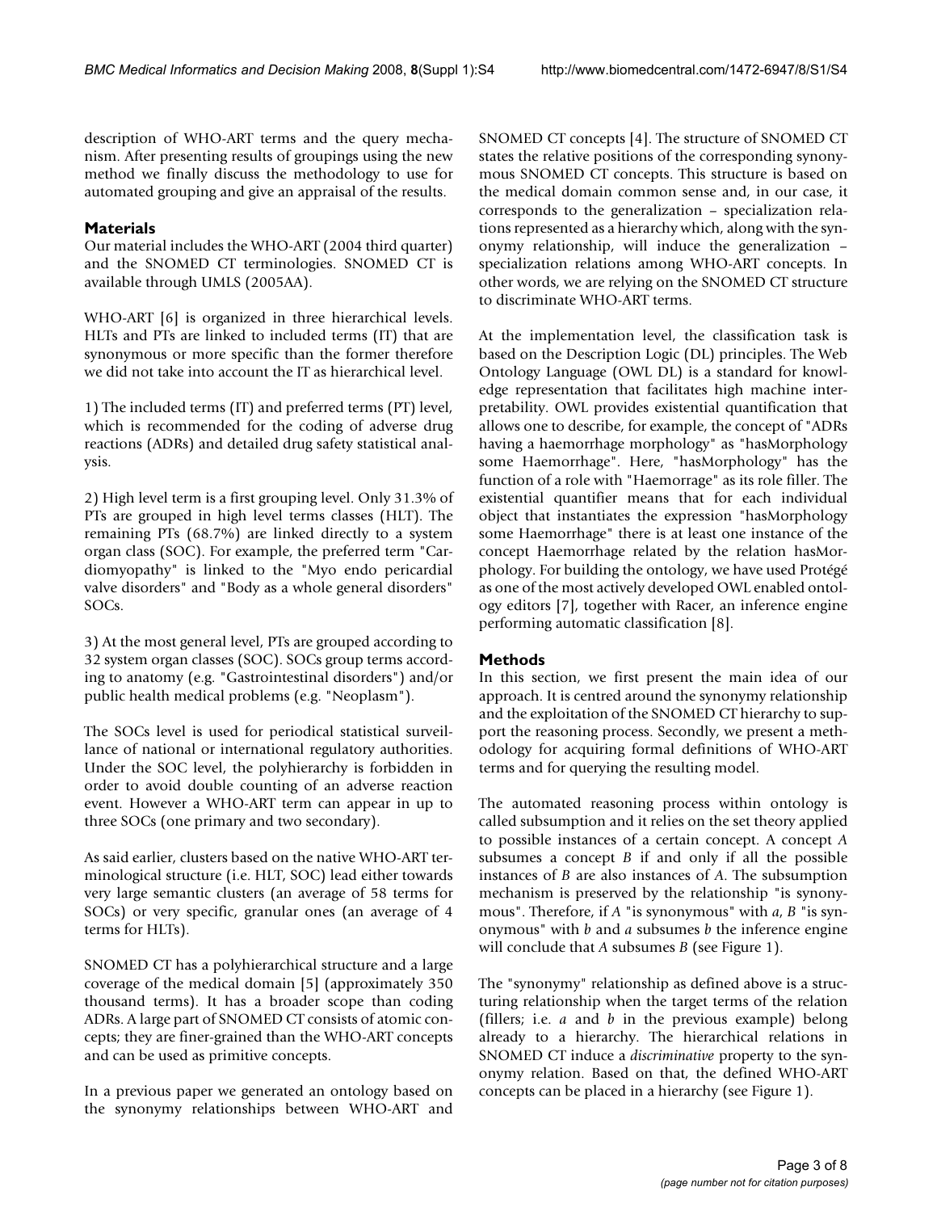description of WHO-ART terms and the query mechanism. After presenting results of groupings using the new method we finally discuss the methodology to use for automated grouping and give an appraisal of the results.

## Materials

Our material includes the WHO-ART (2004 third quarter) and the SNOMED CT terminologies. SNOMED CT is available through UMLS (2005AA).

WHO-ART [6] is organized in three hierarchical levels. HLTs and PTs are linked to included terms (IT) that are synonymous or more specific than the former therefore we did not take into account the IT as hierarchical level.

1) The included terms (IT) and preferred terms (PT) level, which is recommended for the coding of adverse drug reactions (ADRs) and detailed drug safety statistical analysis.

2) High level term is a first grouping level. Only 31.3% of PTs are grouped in high level terms classes (HLT). The remaining PTs (68.7%) are linked directly to a system organ class (SOC). For example, the preferred term "Cardiomyopathy" is linked to the "Myo endo pericardial valve disorders" and "Body as a whole general disorders" SOCs.

3) At the most general level, PTs are grouped according to 32 system organ classes (SOC). SOCs group terms according to anatomy (e.g. "Gastrointestinal disorders") and/or public health medical problems (e.g. "Neoplasm").

The SOCs level is used for periodical statistical surveillance of national or international regulatory authorities. Under the SOC level, the polyhierarchy is forbidden in order to avoid double counting of an adverse reaction event. However a WHO-ART term can appear in up to three SOCs (one primary and two secondary).

As said earlier, clusters based on the native WHO-ART terminological structure (i.e. HLT, SOC) lead either towards very large semantic clusters (an average of 58 terms for SOCs) or very specific, granular ones (an average of 4 terms for HLTs).

SNOMED CT has a polyhierarchical structure and a large coverage of the medical domain [5] (approximately 350 thousand terms). It has a broader scope than coding ADRs. A large part of SNOMED CT consists of atomic concepts; they are finer-grained than the WHO-ART concepts and can be used as primitive concepts.

In a previous paper we generated an ontology based on the synonymy relationships between WHO-ART and SNOMED CT concepts [4]. The structure of SNOMED CT states the relative positions of the corresponding synonymous SNOMED CT concepts. This structure is based on the medical domain common sense and, in our case, it corresponds to the generalization – specialization relations represented as a hierarchy which, along with the synonymy relationship, will induce the generalization – specialization relations among WHO-ART concepts. In other words, we are relying on the SNOMED CT structure to discriminate WHO-ART terms.

At the implementation level, the classification task is based on the Description Logic (DL) principles. The Web Ontology Language (OWL DL) is a standard for knowledge representation that facilitates high machine interpretability. OWL provides existential quantification that allows one to describe, for example, the concept of "ADRs having a haemorrhage morphology" as "hasMorphology some Haemorrhage". Here, "hasMorphology" has the function of a role with "Haemorrage" as its role filler. The existential quantifier means that for each individual object that instantiates the expression "hasMorphology some Haemorrhage" there is at least one instance of the concept Haemorrhage related by the relation hasMorphology. For building the ontology, we have used Protégé as one of the most actively developed OWL enabled ontology editors [7], together with Racer, an inference engine performing automatic classification [8].

## Methods

In this section, we first present the main idea of our approach. It is centred around the synonymy relationship and the exploitation of the SNOMED CT hierarchy to support the reasoning process. Secondly, we present a methodology for acquiring formal definitions of WHO-ART terms and for querying the resulting model.

The automated reasoning process within ontology is called subsumption and it relies on the set theory applied to possible instances of a certain concept. A concept $A$ subsumes a concept $B$ if and only if all the possible instances of $B$ are also instances of $A$. The subsumption mechanism is preserved by the relationship "is synonymous". Therefore, if $A$ "is synonymous" with $a$, $B$ "is synonymous" with $b$ and $a$ subsumes $b$ the inference engine will conclude that $A$ subsumes $B$ (see Figure 1).

The "synonymy" relationship as defined above is a structuring relationship when the target terms of the relation (fillers; i.e. $a$ and $b$ in the previous example) belong already to a hierarchy. The hierarchical relations in SNOMED CT induce a *discriminative* property to the synonymy relation. Based on that, the defined WHO-ART concepts can be placed in a hierarchy (see Figure 1).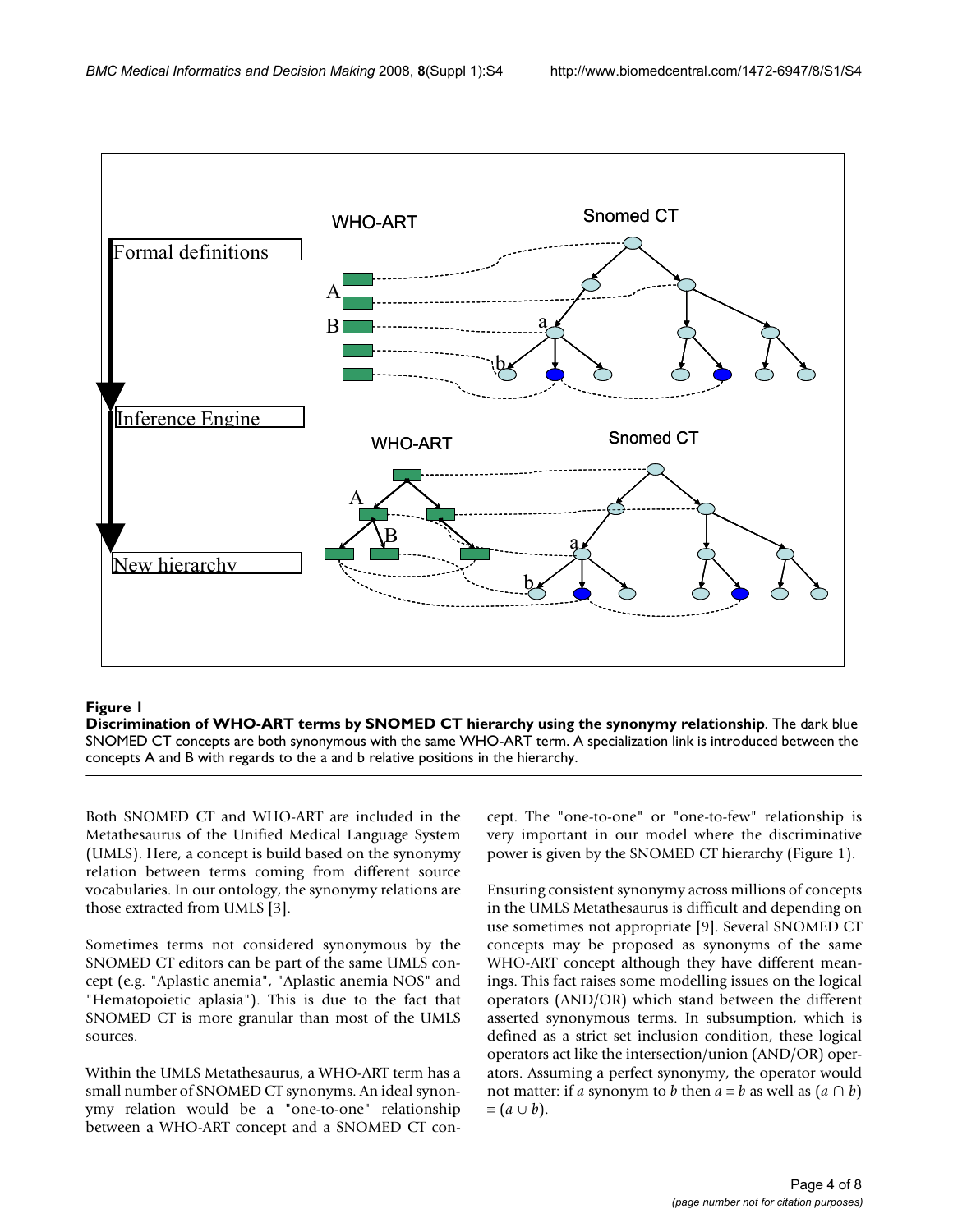**Figure 1**

**Discrimination of WHO-ART terms by SNOMED CT hierarchy using the synonymy relationship**. The dark blue SNOMED CT concepts are both synonymous with the same WHO-ART term. A specialization link is introduced between the concepts A and B with regards to the a and b relative positions in the hierarchy.

Both SNOMED CT and WHO-ART are included in the Metathesaurus of the Unified Medical Language System (UMLS). Here, a concept is build based on the synonymy relation between terms coming from different source vocabularies. In our ontology, the synonymy relations are those extracted from UMLS [3].

Sometimes terms not considered synonymous by the SNOMED CT editors can be part of the same UMLS concept (e.g. "Aplastic anemia", "Aplastic anemia NOS" and "Hematopoietic aplasia"). This is due to the fact that SNOMED CT is more granular than most of the UMLS sources.

Within the UMLS Metathesaurus, a WHO-ART term has a small number of SNOMED CT synonyms. An ideal synonymy relation would be a "one-to-one" relationship between a WHO-ART concept and a SNOMED CT concept. The "one-to-one" or "one-to-few" relationship is very important in our model where the discriminative power is given by the SNOMED CT hierarchy (Figure 1).

Ensuring consistent synonymy across millions of concepts in the UMLS Metathesaurus is difficult and depending on use sometimes not appropriate [9]. Several SNOMED CT concepts may be proposed as synonyms of the same WHO-ART concept although they have different meanings. This fact raises some modelling issues on the logical operators (AND/OR) which stand between the different asserted synonymous terms. In subsumption, which is defined as a strict set inclusion condition, these logical operators act like the intersection/union (AND/OR) operators. Assuming a perfect synonymy, the operator would not matter: if $a$ synonym to $b$ then $a \equiv b$ as well as $(a \cap b) \equiv (a \cup b)$.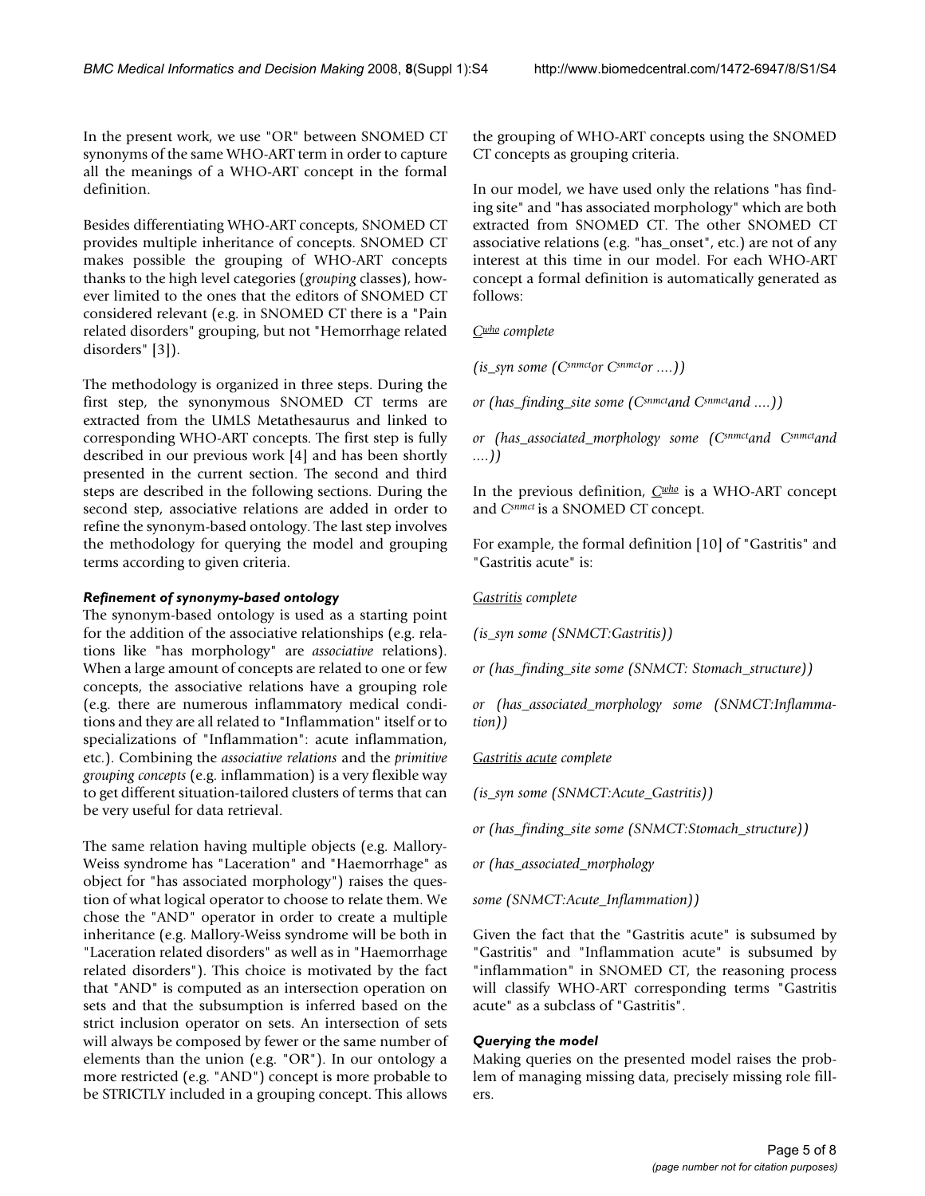In the present work, we use "OR" between SNOMED CT synonyms of the same WHO-ART term in order to capture all the meanings of a WHO-ART concept in the formal definition.

Besides differentiating WHO-ART concepts, SNOMED CT provides multiple inheritance of concepts. SNOMED CT makes possible the grouping of WHO-ART concepts thanks to the high level categories (*grouping* classes), however limited to the ones that the editors of SNOMED CT considered relevant (e.g. in SNOMED CT there is a "Pain related disorders" grouping, but not "Hemorrhage related disorders" [3]).

The methodology is organized in three steps. During the first step, the synonymous SNOMED CT terms are extracted from the UMLS Metathesaurus and linked to corresponding WHO-ART concepts. The first step is fully described in our previous work [4] and has been shortly presented in the current section. The second and third steps are described in the following sections. During the second step, associative relations are added in order to refine the synonym-based ontology. The last step involves the methodology for querying the model and grouping terms according to given criteria.

### *Refinement of synonymy-based ontology*

The synonym-based ontology is used as a starting point for the addition of the associative relationships (e.g. relations like "has morphology" are *associative* relations). When a large amount of concepts are related to one or few concepts, the associative relations have a grouping role (e.g. there are numerous inflammatory medical conditions and they are all related to "Inflammation" itself or to specializations of "Inflammation": acute inflammation, etc.). Combining the *associative relations* and the *primitive grouping concepts* (e.g. inflammation) is a very flexible way to get different situation-tailored clusters of terms that can be very useful for data retrieval.

The same relation having multiple objects (e.g. Mallory-Weiss syndrome has "Laceration" and "Haemorrhage" as object for "has associated morphology") raises the question of what logical operator to choose to relate them. We chose the "AND" operator in order to create a multiple inheritance (e.g. Mallory-Weiss syndrome will be both in "Laceration related disorders" as well as in "Haemorrhage related disorders"). This choice is motivated by the fact that "AND" is computed as an intersection operation on sets and that the subsumption is inferred based on the strict inclusion operator on sets. An intersection of sets will always be composed by fewer or the same number of elements than the union (e.g. "OR"). In our ontology a more restricted (e.g. "AND") concept is more probable to be STRICTLY included in a grouping concept. This allows the grouping of WHO-ART concepts using the SNOMED CT concepts as grouping criteria.

In our model, we have used only the relations "has finding site" and "has associated morphology" which are both extracted from SNOMED CT. The other SNOMED CT associative relations (e.g. "has_onset", etc.) are not of any interest at this time in our model. For each WHO-ART concept a formal definition is automatically generated as follows:

*$\underline{C^{who}}$ complete*

*(is_syn some ($C^{snmct}$or $C^{snmct}$or ....))*

*or (has_finding_site some ($C^{snmct}$and $C^{snmct}$and ....))*

*or (has_associated_morphology some ($C^{snmct}$and $C^{snmct}$and ....))*

In the previous definition, $\underline{C^{who}}$ is a WHO-ART concept and $C^{snmct}$ is a SNOMED CT concept.

For example, the formal definition [10] of "Gastritis" and "Gastritis acute" is:

*<u>Gastritis</u> complete*

*(is_syn some (SNMCT:Gastritis))*

*or (has_finding_site some (SNMCT: Stomach_structure))*

*or (has_associated_morphology some (SNMCT:Inflammation))*

*<u>Gastritis acute</u> complete*

*(is_syn some (SNMCT:Acute_Gastritis))*

*or (has_finding_site some (SNMCT:Stomach_structure))*

*or (has_associated_morphology*

*some (SNMCT:Acute_Inflammation))*

Given the fact that the "Gastritis acute" is subsumed by "Gastritis" and "Inflammation acute" is subsumed by "inflammation" in SNOMED CT, the reasoning process will classify WHO-ART corresponding terms "Gastritis acute" as a subclass of "Gastritis".

### *Querying the model*

Making queries on the presented model raises the problem of managing missing data, precisely missing role fillers.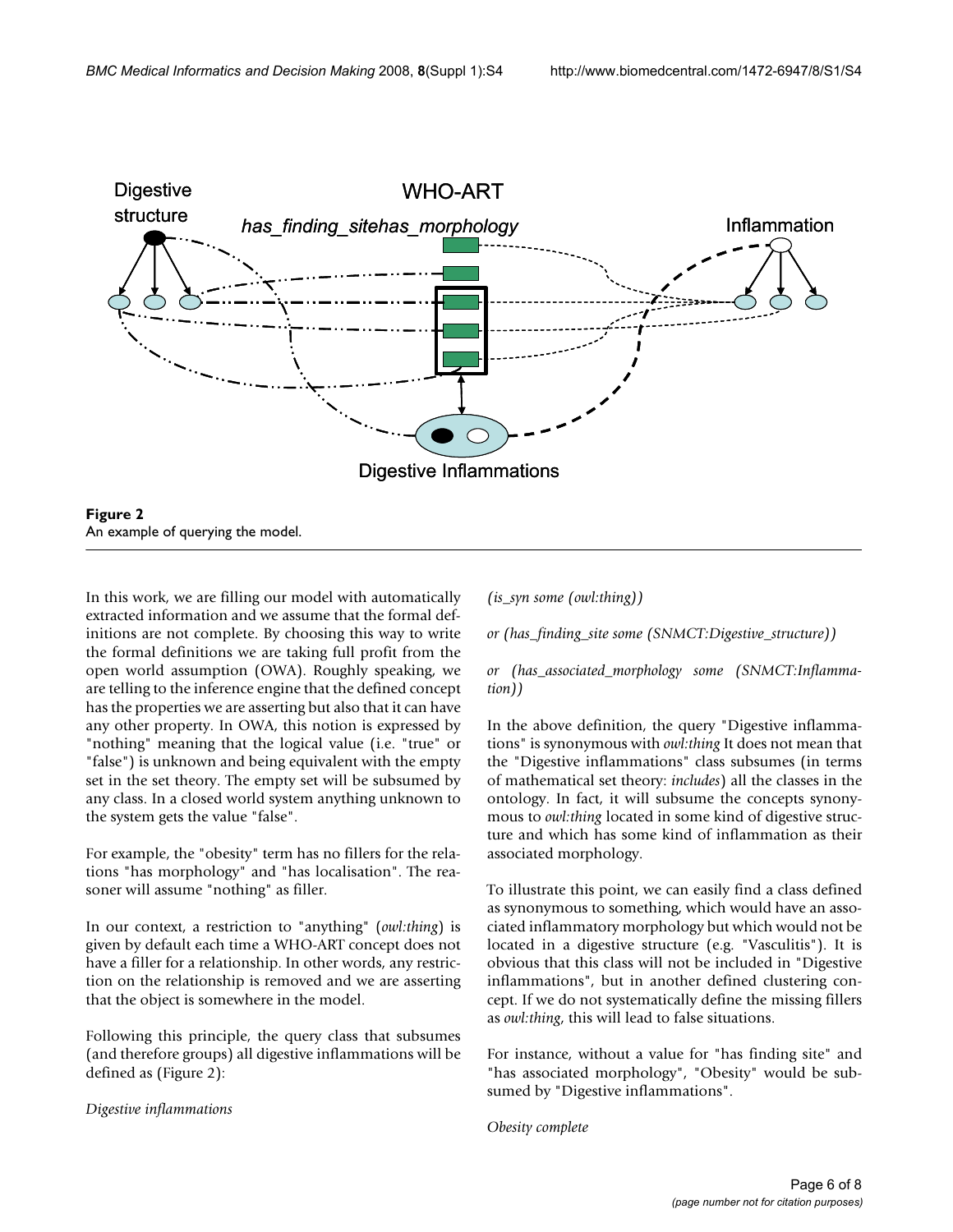Figure 2
An example of querying the model.

In this work, we are filling our model with automatically extracted information and we assume that the formal definitions are not complete. By choosing this way to write the formal definitions we are taking full profit from the open world assumption (OWA). Roughly speaking, we are telling to the inference engine that the defined concept has the properties we are asserting but also that it can have any other property. In OWA, this notion is expressed by "nothing" meaning that the logical value (i.e. "true" or "false") is unknown and being equivalent with the empty set in the set theory. The empty set will be subsumed by any class. In a closed world system anything unknown to the system gets the value "false".

For example, the "obesity" term has no fillers for the relations "has morphology" and "has localisation". The reasoner will assume "nothing" as filler.

In our context, a restriction to "anything" (*owl:thing*) is given by default each time a WHO-ART concept does not have a filler for a relationship. In other words, any restriction on the relationship is removed and we are asserting that the object is somewhere in the model.

Following this principle, the query class that subsumes (and therefore groups) all digestive inflammations will be defined as (Figure 2):

*Digestive inflammations*

*(is_syn some (owl:thing))*

*or (has_finding_site some (SNMCT:Digestive_structure))*

*or (has_associated_morphology some (SNMCT:Inflammation))*

In the above definition, the query "Digestive inflammations" is synonymous with *owl:thing* It does not mean that the "Digestive inflammations" class subsumes (in terms of mathematical set theory: *includes*) all the classes in the ontology. In fact, it will subsume the concepts synonymous to *owl:thing* located in some kind of digestive structure and which has some kind of inflammation as their associated morphology.

To illustrate this point, we can easily find a class defined as synonymous to something, which would have an associated inflammatory morphology but which would not be located in a digestive structure (e.g. "Vasculitis"). It is obvious that this class will not be included in "Digestive inflammations", but in another defined clustering concept. If we do not systematically define the missing fillers as *owl:thing*, this will lead to false situations.

For instance, without a value for "has finding site" and "has associated morphology", "Obesity" would be subsumed by "Digestive inflammations".

*Obesity complete*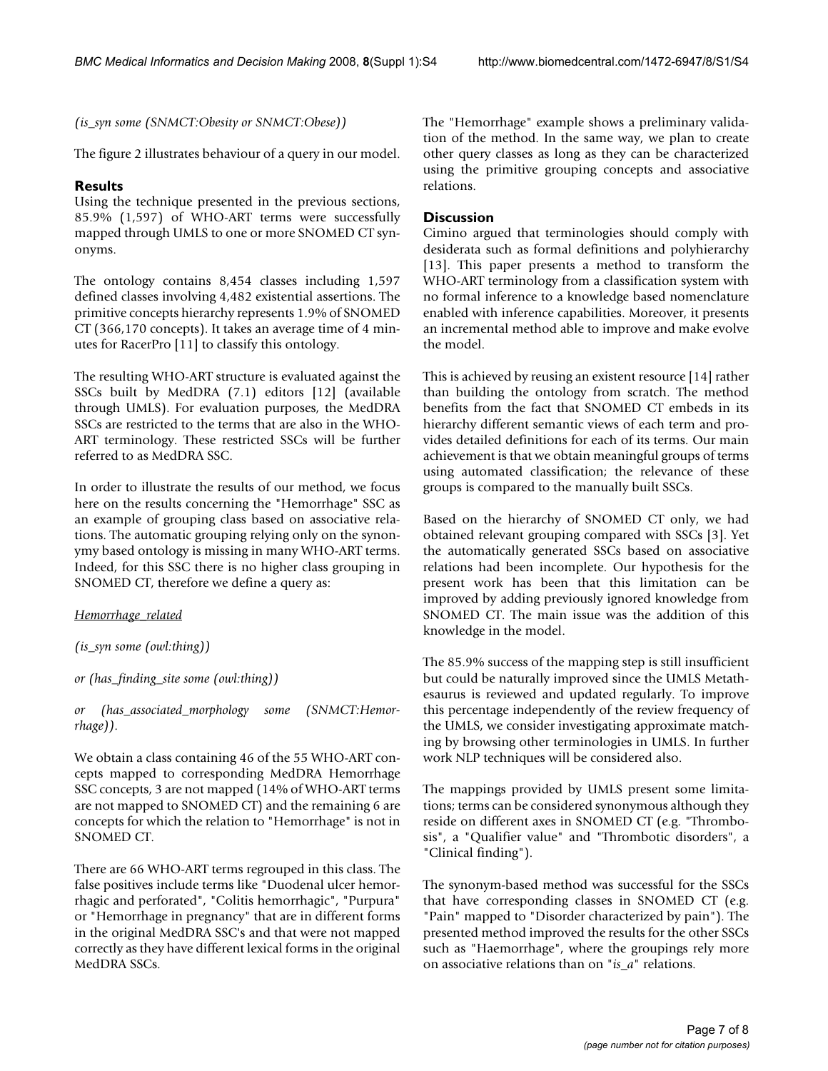*(is_syn some (SNMCT:Obesity or SNMCT:Obese))*

The figure 2 illustrates behaviour of a query in our model.

## Results

Using the technique presented in the previous sections, 85.9% (1,597) of WHO-ART terms were successfully mapped through UMLS to one or more SNOMED CT synonyms.

The ontology contains 8,454 classes including 1,597 defined classes involving 4,482 existential assertions. The primitive concepts hierarchy represents 1.9% of SNOMED CT (366,170 concepts). It takes an average time of 4 minutes for RacerPro [11] to classify this ontology.

The resulting WHO-ART structure is evaluated against the SSCs built by MedDRA (7.1) editors [12] (available through UMLS). For evaluation purposes, the MedDRA SSCs are restricted to the terms that are also in the WHO-ART terminology. These restricted SSCs will be further referred to as MedDRA SSC.

In order to illustrate the results of our method, we focus here on the results concerning the "Hemorrhage" SSC as an example of grouping class based on associative relations. The automatic grouping relying only on the synonymy based ontology is missing in many WHO-ART terms. Indeed, for this SSC there is no higher class grouping in SNOMED CT, therefore we define a query as:

*Hemorrhage_related*

*(is_syn some (owl:thing))*

*or (has_finding_site some (owl:thing))*

*or (has_associated_morphology some (SNMCT:Hemorrhage))*.

We obtain a class containing 46 of the 55 WHO-ART concepts mapped to corresponding MedDRA Hemorrhage SSC concepts, 3 are not mapped (14% of WHO-ART terms are not mapped to SNOMED CT) and the remaining 6 are concepts for which the relation to "Hemorrhage" is not in SNOMED CT.

There are 66 WHO-ART terms regrouped in this class. The false positives include terms like "Duodenal ulcer hemorrhagic and perforated", "Colitis hemorrhagic", "Purpura" or "Hemorrhage in pregnancy" that are in different forms in the original MedDRA SSC's and that were not mapped correctly as they have different lexical forms in the original MedDRA SSCs.

The "Hemorrhage" example shows a preliminary validation of the method. In the same way, we plan to create other query classes as long as they can be characterized using the primitive grouping concepts and associative relations.

## Discussion

Cimino argued that terminologies should comply with desiderata such as formal definitions and polyhierarchy [13]. This paper presents a method to transform the WHO-ART terminology from a classification system with no formal inference to a knowledge based nomenclature enabled with inference capabilities. Moreover, it presents an incremental method able to improve and make evolve the model.

This is achieved by reusing an existent resource [14] rather than building the ontology from scratch. The method benefits from the fact that SNOMED CT embeds in its hierarchy different semantic views of each term and provides detailed definitions for each of its terms. Our main achievement is that we obtain meaningful groups of terms using automated classification; the relevance of these groups is compared to the manually built SSCs.

Based on the hierarchy of SNOMED CT only, we had obtained relevant grouping compared with SSCs [3]. Yet the automatically generated SSCs based on associative relations had been incomplete. Our hypothesis for the present work has been that this limitation can be improved by adding previously ignored knowledge from SNOMED CT. The main issue was the addition of this knowledge in the model.

The 85.9% success of the mapping step is still insufficient but could be naturally improved since the UMLS Metathesaurus is reviewed and updated regularly. To improve this percentage independently of the review frequency of the UMLS, we consider investigating approximate matching by browsing other terminologies in UMLS. In further work NLP techniques will be considered also.

The mappings provided by UMLS present some limitations; terms can be considered synonymous although they reside on different axes in SNOMED CT (e.g. "Thrombosis", a "Qualifier value" and "Thrombotic disorders", a "Clinical finding").

The synonym-based method was successful for the SSCs that have corresponding classes in SNOMED CT (e.g. "Pain" mapped to "Disorder characterized by pain"). The presented method improved the results for the other SSCs such as "Haemorrhage", where the groupings rely more on associative relations than on "*is_a*" relations.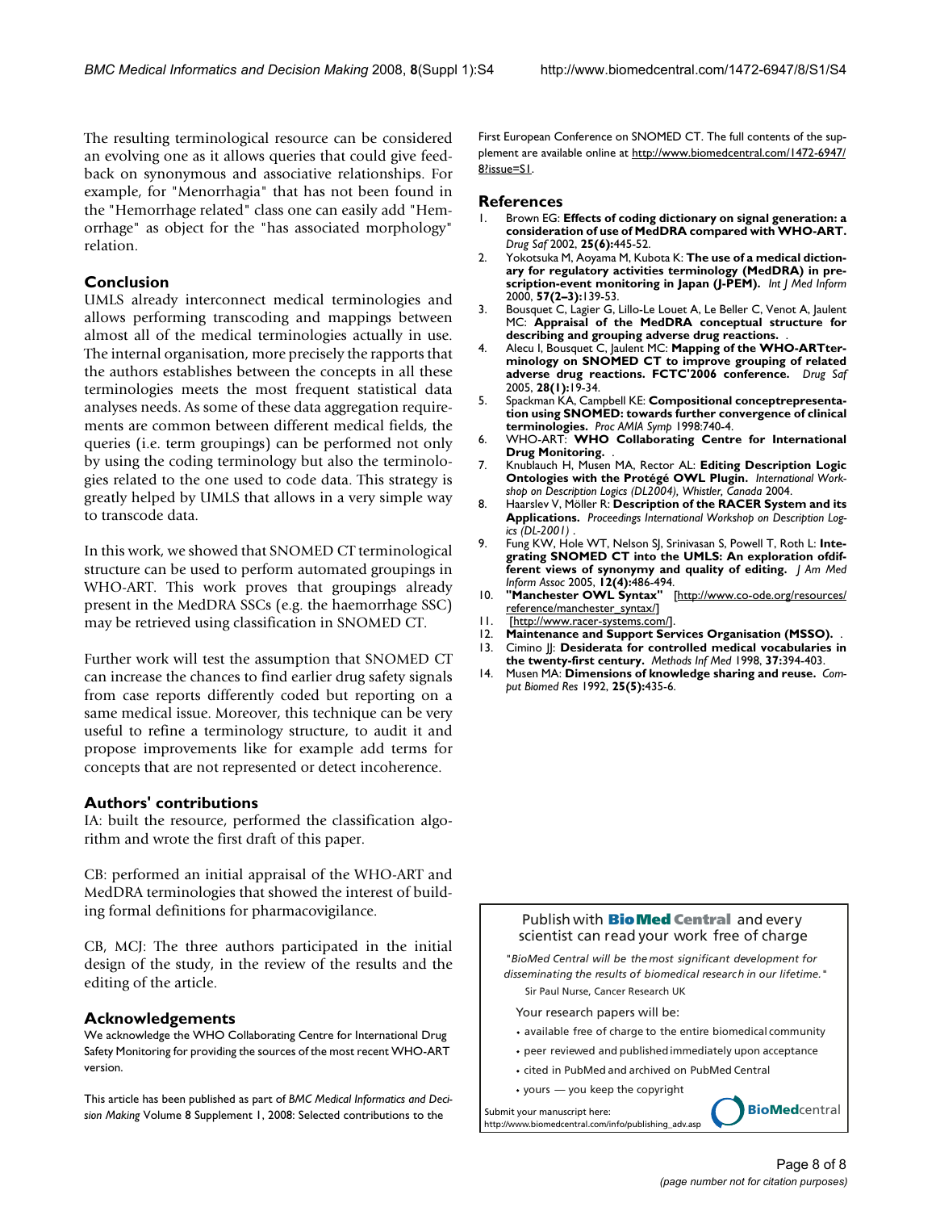The resulting terminological resource can be considered an evolving one as it allows queries that could give feedback on synonymous and associative relationships. For example, for "Menorrhagia" that has not been found in the "Hemorrhage related" class one can easily add "Hemorrhage" as object for the "has associated morphology" relation.

## Conclusion

UMLS already interconnect medical terminologies and allows performing transcoding and mappings between almost all of the medical terminologies actually in use. The internal organisation, more precisely the rapports that the authors establishes between the concepts in all these terminologies meets the most frequent statistical data analyses needs. As some of these data aggregation requirements are common between different medical fields, the queries (i.e. term groupings) can be performed not only by using the coding terminology but also the terminologies related to the one used to code data. This strategy is greatly helped by UMLS that allows in a very simple way to transcode data.

In this work, we showed that SNOMED CT terminological structure can be used to perform automated groupings in WHO-ART. This work proves that groupings already present in the MedDRA SSCs (e.g. the haemorrhage SSC) may be retrieved using classification in SNOMED CT.

Further work will test the assumption that SNOMED CT can increase the chances to find earlier drug safety signals from case reports differently coded but reporting on a same medical issue. Moreover, this technique can be very useful to refine a terminology structure, to audit it and propose improvements like for example add terms for concepts that are not represented or detect incoherence.

## Authors' contributions

IA: built the resource, performed the classification algorithm and wrote the first draft of this paper.

CB: performed an initial appraisal of the WHO-ART and MedDRA terminologies that showed the interest of building formal definitions for pharmacovigilance.

CB, MCJ: The three authors participated in the initial design of the study, in the review of the results and the editing of the article.

## Acknowledgements

We acknowledge the WHO Collaborating Centre for International Drug Safety Monitoring for providing the sources of the most recent WHO-ART version.

This article has been published as part of *BMC Medical Informatics and Decision Making* Volume 8 Supplement 1, 2008: Selected contributions to the First European Conference on SNOMED CT. The full contents of the supplement are available online at http://www.biomedcentral.com/1472-6947/8?issue=S1.

## References

1. Brown EG: **Effects of coding dictionary on signal generation: a consideration of use of MedDRA compared with WHO-ART.** *Drug Saf* 2002, **25(6):**445-52.
2. Yokotsuka M, Aoyama M, Kubota K: **The use of a medical dictionary for regulatory activities terminology (MedDRA) in prescription-event monitoring in Japan (J-PEM).** *Int J Med Inform* 2000, **57(2–3):**139-53.
3. Bousquet C, Lagier G, Lillo-Le Louet A, Le Beller C, Venot A, Jaulent MC: **Appraisal of the MedDRA conceptual structure for describing and grouping adverse drug reactions.** .
4. Alecu I, Bousquet C, Jaulent MC: **Mapping of the WHO-ARTterminology on SNOMED CT to improve grouping of related adverse drug reactions. FCTC'2006 conference.** *Drug Saf* 2005, **28(1):**19-34.
5. Spackman KA, Campbell KE: **Compositional conceptrepresentation using SNOMED: towards further convergence of clinical terminologies.** *Proc AMIA Symp* 1998:740-4.
6. WHO-ART: **WHO Collaborating Centre for International Drug Monitoring.** .
7. Knublauch H, Musen MA, Rector AL: **Editing Description Logic Ontologies with the Protégé OWL Plugin.** *International Workshop on Description Logics (DL2004), Whistler, Canada* 2004.
8. Haarslev V, Möller R: **Description of the RACER System and its Applications.** *Proceedings International Workshop on Description Logics (DL-2001)* .
9. Fung KW, Hole WT, Nelson SJ, Srinivasan S, Powell T, Roth L: **Integrating SNOMED CT into the UMLS: An exploration ofdifferent views of synonymy and quality of editing.** *J Am Med Inform Assoc* 2005, **12(4):**486-494.
10. **"Manchester OWL Syntax"** [http://www.co-ode.org/resources/reference/manchester_syntax/]
11. [http://www.racer-systems.com/].
12. **Maintenance and Support Services Organisation (MSSO).** .
13. Cimino JJ: **Desiderata for controlled medical vocabularies in the twenty-first century.** *Methods Inf Med* 1998, **37:**394-403.
14. Musen MA: **Dimensions of knowledge sharing and reuse.** *Comput Biomed Res* 1992, **25(5):**435-6.

Publish with **BioMed Central** and every scientist can read your work free of charge

*"BioMed Central will be the most significant development for disseminating the results of biomedical research in our lifetime."*
Sir Paul Nurse, Cancer Research UK

Your research papers will be:

- available free of charge to the entire biomedical community
- peer reviewed and published immediately upon acceptance
- cited in PubMed and archived on PubMed Central
- yours — you keep the copyright

Submit your manuscript here:
http://www.biomedcentral.com/info/publishing_adv.asp

**BioMed**central